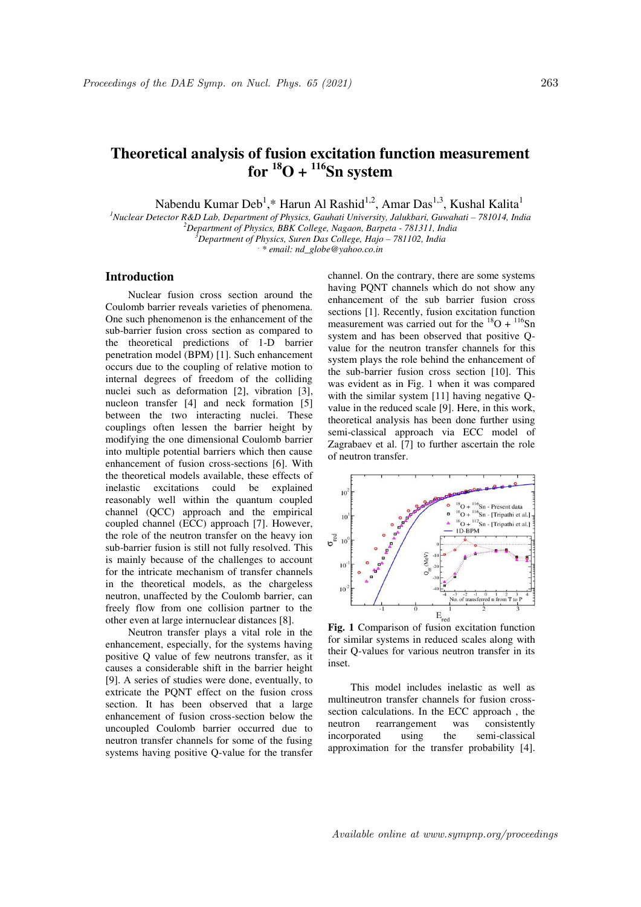# Theoretical analysis of fusion excitation function measurement for $^{18}O$ + $^{116}Sn$ system

Nabendu Kumar Deb[1],* Harun Al Rashid[1,2], Amar Das[1,3], Kushal Kalita[1]

[1]Nuclear Detector R&D Lab, Department of Physics, Gauhati University, Jalukbari, Guwahati – 781014, India
[2]Department of Physics, BBK College, Nagaon, Barpeta - 781311, India
[3]Department of Physics, Suren Das College, Hajo – 781102, India
* email: nd_globe@yahoo.co.in

## Introduction

Nuclear fusion cross section around the Coulomb barrier reveals varieties of phenomena. One such phenomenon is the enhancement of the sub-barrier fusion cross section as compared to the theoretical predictions of 1-D barrier penetration model (BPM) [1]. Such enhancement occurs due to the coupling of relative motion to internal degrees of freedom of the colliding nuclei such as deformation [2], vibration [3], nucleon transfer [4] and neck formation [5] between the two interacting nuclei. These couplings often lessen the barrier height by modifying the one dimensional Coulomb barrier into multiple potential barriers which then cause enhancement of fusion cross-sections [6]. With the theoretical models available, these effects of inelastic excitations could be explained reasonably well within the quantum coupled channel (QCC) approach and the empirical coupled channel (ECC) approach [7]. However, the role of the neutron transfer on the heavy ion sub-barrier fusion is still not fully resolved. This is mainly because of the challenges to account for the intricate mechanism of transfer channels in the theoretical models, as the chargeless neutron, unaffected by the Coulomb barrier, can freely flow from one collision partner to the other even at large internuclear distances [8].

Neutron transfer plays a vital role in the enhancement, especially, for the systems having positive Q value of few neutrons transfer, as it causes a considerable shift in the barrier height [9]. A series of studies were done, eventually, to extricate the PQNT effect on the fusion cross section. It has been observed that a large enhancement of fusion cross-section below the uncoupled Coulomb barrier occurred due to neutron transfer channels for some of the fusing systems having positive Q-value for the transfer channel. On the contrary, there are some systems having PQNT channels which do not show any enhancement of the sub barrier fusion cross sections [1]. Recently, fusion excitation function measurement was carried out for the $^{18}O$ + $^{116}Sn$ system and has been observed that positive Q-value for the neutron transfer channels for this system plays the role behind the enhancement of the sub-barrier fusion cross section [10]. This was evident as in Fig. 1 when it was compared with the similar system [11] having negative Q-value in the reduced scale [9]. Here, in this work, theoretical analysis has been done further using semi-classical approach via ECC model of Zagrabaev et al. [7] to further ascertain the role of neutron transfer.

**Fig. 1** Comparison of fusion excitation function for similar systems in reduced scales along with their Q-values for various neutron transfer in its inset.

This model includes inelastic as well as multineutron transfer channels for fusion cross-section calculations. In the ECC approach , the neutron rearrangement was consistently incorporated using the semi-classical approximation for the transfer probability [4].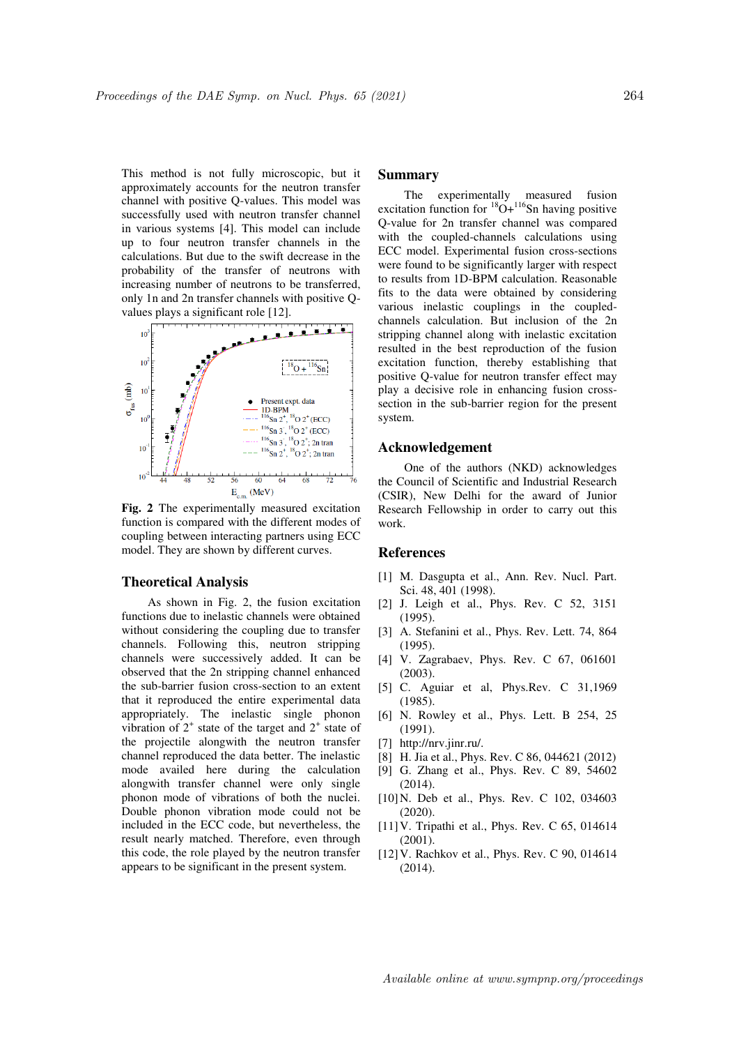This method is not fully microscopic, but it approximately accounts for the neutron transfer channel with positive Q-values. This model was successfully used with neutron transfer channel in various systems [4]. This model can include up to four neutron transfer channels in the calculations. But due to the swift decrease in the probability of the transfer of neutrons with increasing number of neutrons to be transferred, only 1n and 2n transfer channels with positive Q-values plays a significant role [12].

$10^3$
$10^2$
$10^1$
$10^0$
$10^{-1}$
$10^{-2}$
$\sigma_{fus}$ (mb)
44 48 52 56 60 64 68 72 76
$E_{c.m.}$ (MeV)
$^{18}O + ^{116}Sn$
Present expt. data
1D-BPM
$^{116}Sn\ 2^+$, $^{18}O\ 2^+$ (ECC)
$^{116}Sn\ 3^-$, $^{18}O\ 2^+$ (ECC)
$^{116}Sn\ 3^-$, $^{18}O\ 2^+$; 2n tran
$^{116}Sn\ 2^+$, $^{18}O\ 2^+$; 2n tran

**Fig. 2** The experimentally measured excitation function is compared with the different modes of coupling between interacting partners using ECC model. They are shown by different curves.

## Theoretical Analysis

As shown in Fig. 2, the fusion excitation functions due to inelastic channels were obtained without considering the coupling due to transfer channels. Following this, neutron stripping channels were successively added. It can be observed that the 2n stripping channel enhanced the sub-barrier fusion cross-section to an extent that it reproduced the entire experimental data appropriately. The inelastic single phonon vibration of $2^+$ state of the target and $2^+$ state of the projectile alongwith the neutron transfer channel reproduced the data better. The inelastic mode availed here during the calculation alongwith transfer channel were only single phonon mode of vibrations of both the nuclei. Double phonon vibration mode could not be included in the ECC code, but nevertheless, the result nearly matched. Therefore, even through this code, the role played by the neutron transfer appears to be significant in the present system.

## Summary

The experimentally measured fusion excitation function for $^{18}O+^{116}Sn$ having positive Q-value for 2n transfer channel was compared with the coupled-channels calculations using ECC model. Experimental fusion cross-sections were found to be significantly larger with respect to results from 1D-BPM calculation. Reasonable fits to the data were obtained by considering various inelastic couplings in the coupled-channels calculation. But inclusion of the 2n stripping channel along with inelastic excitation resulted in the best reproduction of the fusion excitation function, thereby establishing that positive Q-value for neutron transfer effect may play a decisive role in enhancing fusion cross-section in the sub-barrier region for the present system.

## Acknowledgement

One of the authors (NKD) acknowledges the Council of Scientific and Industrial Research (CSIR), New Delhi for the award of Junior Research Fellowship in order to carry out this work.

## References

[1] M. Dasgupta et al., Ann. Rev. Nucl. Part. Sci. 48, 401 (1998).
[2] J. Leigh et al., Phys. Rev. C 52, 3151 (1995).
[3] A. Stefanini et al., Phys. Rev. Lett. 74, 864 (1995).
[4] V. Zagrabaev, Phys. Rev. C 67, 061601 (2003).
[5] C. Aguiar et al, Phys.Rev. C 31,1969 (1985).
[6] N. Rowley et al., Phys. Lett. B 254, 25 (1991).
[7] http://nrv.jinr.ru/.
[8] H. Jia et al., Phys. Rev. C 86, 044621 (2012)
[9] G. Zhang et al., Phys. Rev. C 89, 54602 (2014).
[10] N. Deb et al., Phys. Rev. C 102, 034603 (2020).
[11] V. Tripathi et al., Phys. Rev. C 65, 014614 (2001).
[12] V. Rachkov et al., Phys. Rev. C 90, 014614 (2014).